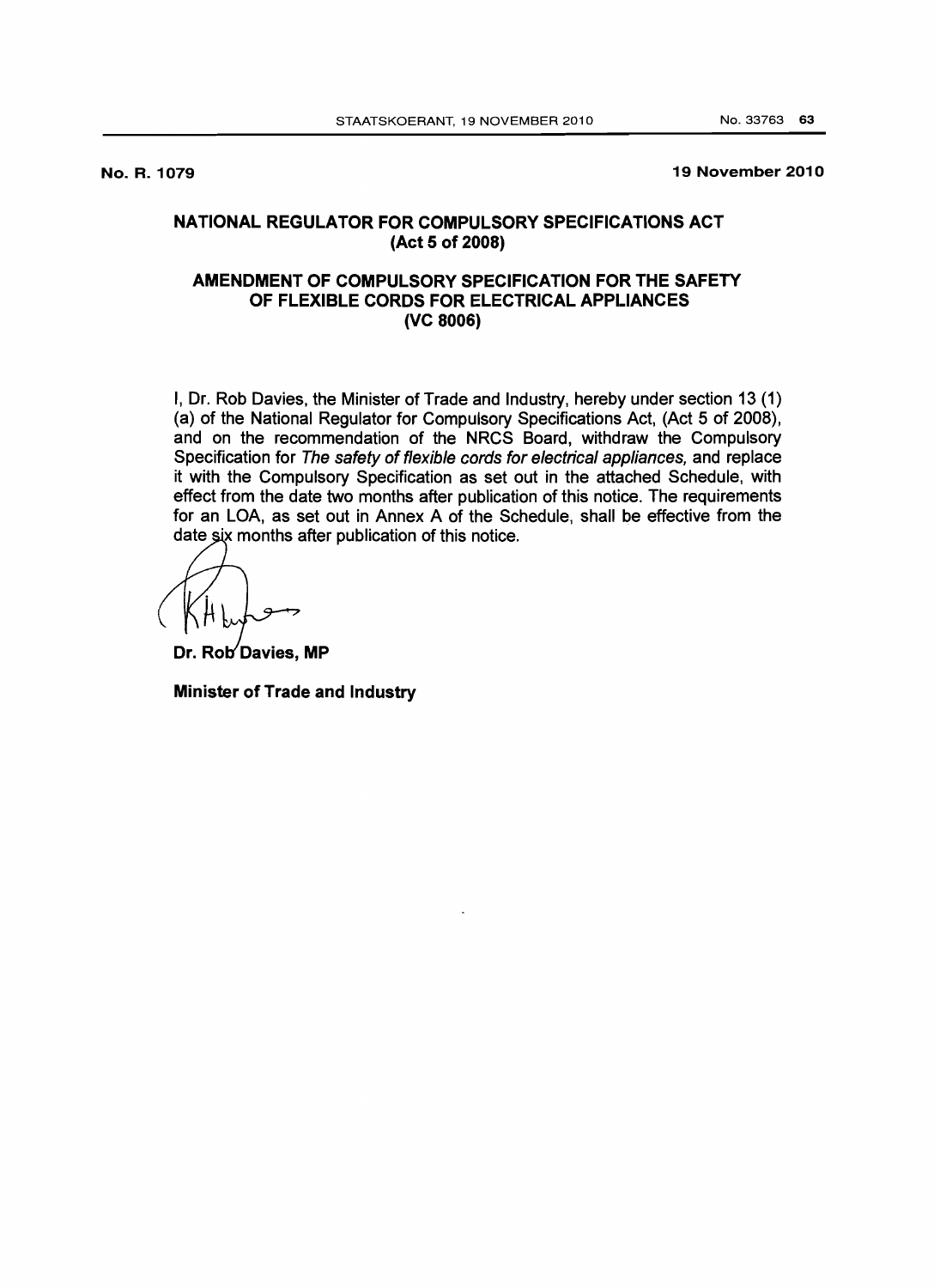No. R. 1079

19 November 2010

## NATIONAL REGULATOR FOR COMPULSORY SPECIFICATIONS ACT
## (Act 5 of 2008)

## AMENDMENT OF COMPULSORY SPECIFICATION FOR THE SAFETY OF FLEXIBLE CORDS FOR ELECTRICAL APPLIANCES
## (VC 8006)

I, Dr. Rob Davies, the Minister of Trade and Industry, hereby under section 13 (1) (a) of the National Regulator for Compulsory Specifications Act, (Act 5 of 2008), and on the recommendation of the NRCS Board, withdraw the Compulsory Specification for *The safety of flexible cords for electrical appliances,* and replace it with the Compulsory Specification as set out in the attached Schedule, with effect from the date two months after publication of this notice. The requirements for an LOA, as set out in Annex A of the Schedule, shall be effective from the date six months after publication of this notice.

**Dr. Rob Davies, MP**

**Minister of Trade and Industry**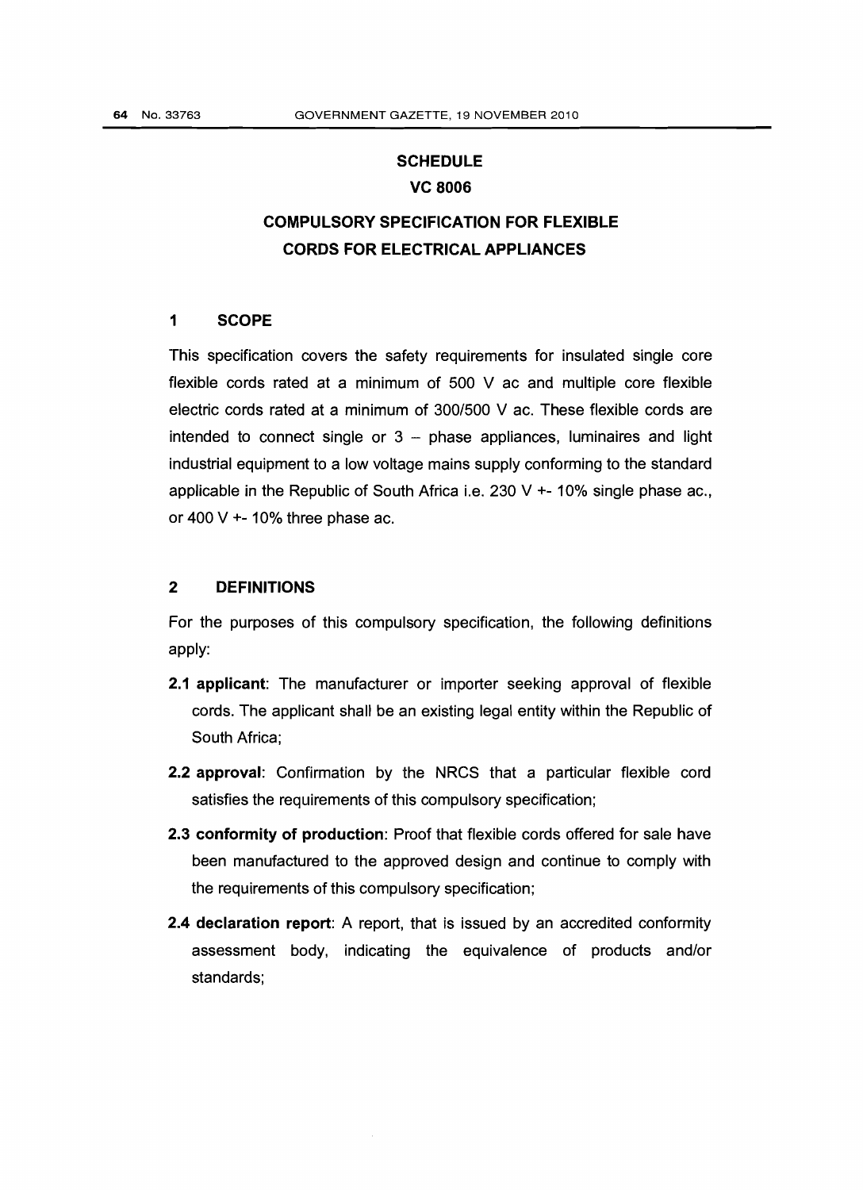# SCHEDULE

# VC 8006

# COMPULSORY SPECIFICATION FOR FLEXIBLE CORDS FOR ELECTRICAL APPLIANCES

## 1 SCOPE

This specification covers the safety requirements for insulated single core flexible cords rated at a minimum of 500 V ac and multiple core flexible electric cords rated at a minimum of 300/500 V ac. These flexible cords are intended to connect single or 3 – phase appliances, luminaires and light industrial equipment to a low voltage mains supply conforming to the standard applicable in the Republic of South Africa i.e. 230 V +- 10% single phase ac., or 400 V +- 10% three phase ac.

## 2 DEFINITIONS

For the purposes of this compulsory specification, the following definitions apply:

**2.1 applicant**: The manufacturer or importer seeking approval of flexible cords. The applicant shall be an existing legal entity within the Republic of South Africa;

**2.2 approval**: Confirmation by the NRCS that a particular flexible cord satisfies the requirements of this compulsory specification;

**2.3 conformity of production**: Proof that flexible cords offered for sale have been manufactured to the approved design and continue to comply with the requirements of this compulsory specification;

**2.4 declaration report**: A report, that is issued by an accredited conformity assessment body, indicating the equivalence of products and/or standards;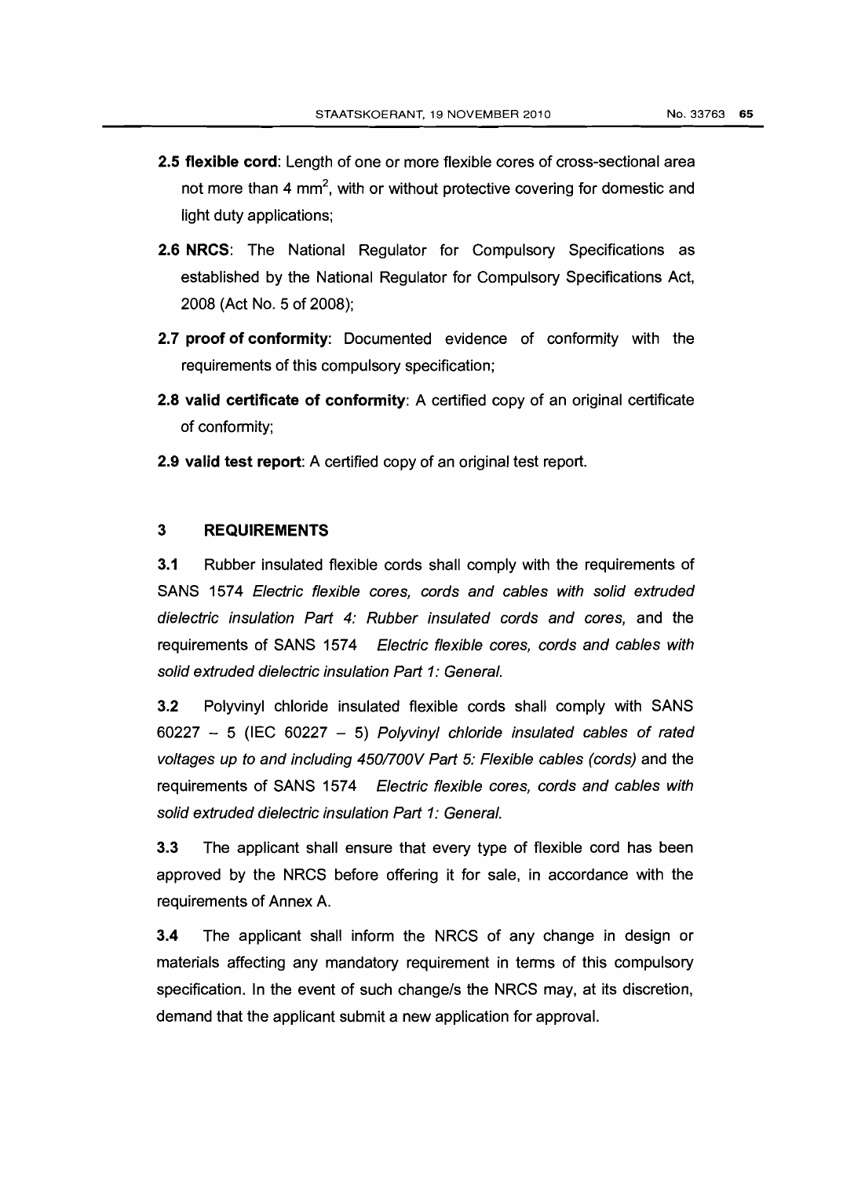**2.5 flexible cord**: Length of one or more flexible cores of cross-sectional area not more than 4 $mm^2$, with or without protective covering for domestic and light duty applications;

**2.6 NRCS**: The National Regulator for Compulsory Specifications as established by the National Regulator for Compulsory Specifications Act, 2008 (Act No. 5 of 2008);

**2.7 proof of conformity**: Documented evidence of conformity with the requirements of this compulsory specification;

**2.8 valid certificate of conformity**: A certified copy of an original certificate of conformity;

**2.9 valid test report**: A certified copy of an original test report.

## 3 REQUIREMENTS

**3.1** Rubber insulated flexible cords shall comply with the requirements of SANS 1574 *Electric flexible cores, cords and cables with solid extruded dielectric insulation Part 4: Rubber insulated cords and cores,* and the requirements of SANS 1574 *Electric flexible cores, cords and cables with solid extruded dielectric insulation Part 1: General.*

**3.2** Polyvinyl chloride insulated flexible cords shall comply with SANS 60227 – 5 (IEC 60227 – 5) *Polyvinyl chloride insulated cables of rated voltages up to and including 450/700V Part 5: Flexible cables (cords)* and the requirements of SANS 1574 *Electric flexible cores, cords and cables with solid extruded dielectric insulation Part 1: General.*

**3.3** The applicant shall ensure that every type of flexible cord has been approved by the NRCS before offering it for sale, in accordance with the requirements of Annex A.

**3.4** The applicant shall inform the NRCS of any change in design or materials affecting any mandatory requirement in terms of this compulsory specification. In the event of such change/s the NRCS may, at its discretion, demand that the applicant submit a new application for approval.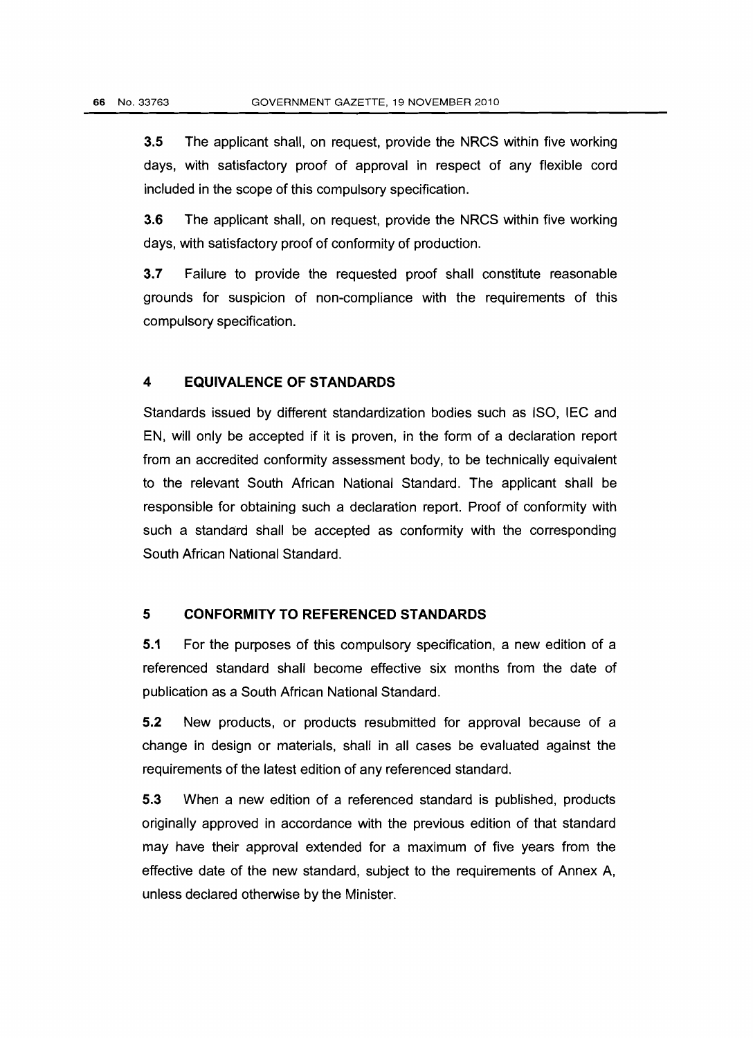**3.5** The applicant shall, on request, provide the NRCS within five working days, with satisfactory proof of approval in respect of any flexible cord included in the scope of this compulsory specification.

**3.6** The applicant shall, on request, provide the NRCS within five working days, with satisfactory proof of conformity of production.

**3.7** Failure to provide the requested proof shall constitute reasonable grounds for suspicion of non-compliance with the requirements of this compulsory specification.

## 4 EQUIVALENCE OF STANDARDS

Standards issued by different standardization bodies such as ISO, IEC and EN, will only be accepted if it is proven, in the form of a declaration report from an accredited conformity assessment body, to be technically equivalent to the relevant South African National Standard. The applicant shall be responsible for obtaining such a declaration report. Proof of conformity with such a standard shall be accepted as conformity with the corresponding South African National Standard.

## 5 CONFORMITY TO REFERENCED STANDARDS

**5.1** For the purposes of this compulsory specification, a new edition of a referenced standard shall become effective six months from the date of publication as a South African National Standard.

**5.2** New products, or products resubmitted for approval because of a change in design or materials, shall in all cases be evaluated against the requirements of the latest edition of any referenced standard.

**5.3** When a new edition of a referenced standard is published, products originally approved in accordance with the previous edition of that standard may have their approval extended for a maximum of five years from the effective date of the new standard, subject to the requirements of Annex A, unless declared otherwise by the Minister.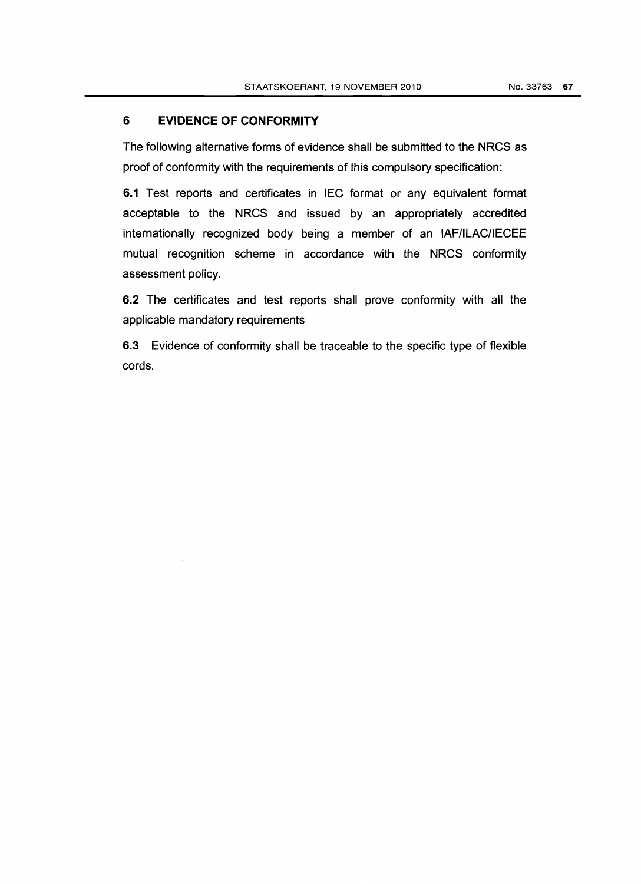## 6 EVIDENCE OF CONFORMITY

The following alternative forms of evidence shall be submitted to the NRCS as proof of conformity with the requirements of this compulsory specification:

**6.1** Test reports and certificates in IEC format or any equivalent format acceptable to the NRCS and issued by an appropriately accredited internationally recognized body being a member of an IAF/ILAC/IECEE mutual recognition scheme in accordance with the NRCS conformity assessment policy.

**6.2** The certificates and test reports shall prove conformity with all the applicable mandatory requirements

**6.3** Evidence of conformity shall be traceable to the specific type of flexible cords.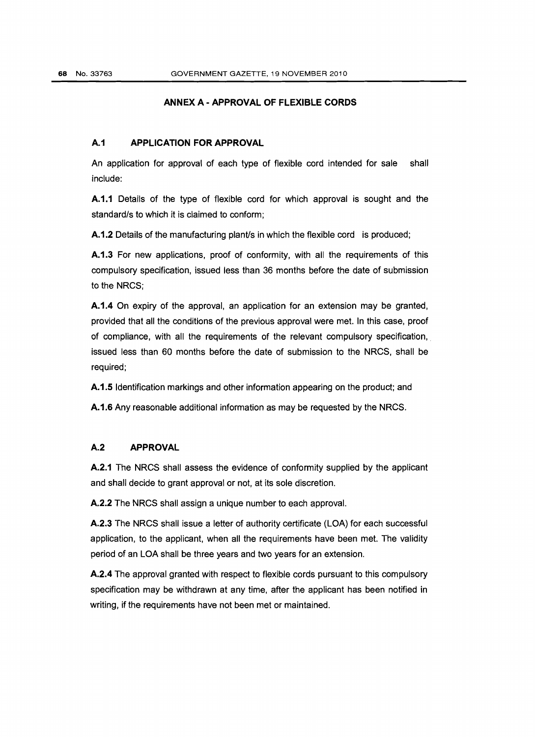## ANNEX A - APPROVAL OF FLEXIBLE CORDS

### A.1 APPLICATION FOR APPROVAL

An application for approval of each type of flexible cord intended for sale shall include:

**A.1.1** Details of the type of flexible cord for which approval is sought and the standard/s to which it is claimed to conform;

**A.1.2** Details of the manufacturing plant/s in which the flexible cord is produced;

**A.1.3** For new applications, proof of conformity, with all the requirements of this compulsory specification, issued less than 36 months before the date of submission to the NRCS;

**A.1.4** On expiry of the approval, an application for an extension may be granted, provided that all the conditions of the previous approval were met. In this case, proof of compliance, with all the requirements of the relevant compulsory specification, issued less than 60 months before the date of submission to the NRCS, shall be required;

**A.1.5** Identification markings and other information appearing on the product; and

**A.1.6** Any reasonable additional information as may be requested by the NRCS.

### A.2 APPROVAL

**A.2.1** The NRCS shall assess the evidence of conformity supplied by the applicant and shall decide to grant approval or not, at its sole discretion.

**A.2.2** The NRCS shall assign a unique number to each approval.

**A.2.3** The NRCS shall issue a letter of authority certificate (LOA) for each successful application, to the applicant, when all the requirements have been met. The validity period of an LOA shall be three years and two years for an extension.

**A.2.4** The approval granted with respect to flexible cords pursuant to this compulsory specification may be withdrawn at any time, after the applicant has been notified in writing, if the requirements have not been met or maintained.